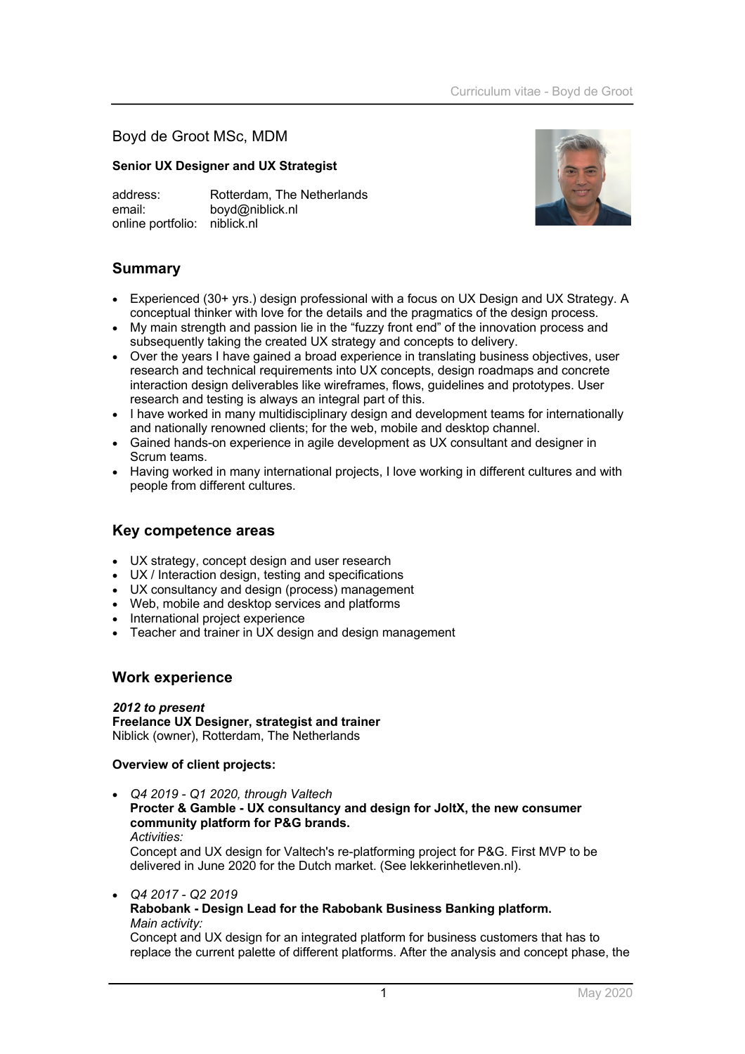# Boyd de Groot MSc, MDM

**Senior UX Designer and UX Strategist**

address: Rotterdam, The Netherlands
email: boyd@niblick.nl
online portfolio: niblick.nl

## Summary

- Experienced (30+ yrs.) design professional with a focus on UX Design and UX Strategy. A conceptual thinker with love for the details and the pragmatics of the design process.
- My main strength and passion lie in the "fuzzy front end" of the innovation process and subsequently taking the created UX strategy and concepts to delivery.
- Over the years I have gained a broad experience in translating business objectives, user research and technical requirements into UX concepts, design roadmaps and concrete interaction design deliverables like wireframes, flows, guidelines and prototypes. User research and testing is always an integral part of this.
- I have worked in many multidisciplinary design and development teams for internationally and nationally renowned clients; for the web, mobile and desktop channel.
- Gained hands-on experience in agile development as UX consultant and designer in Scrum teams.
- Having worked in many international projects, I love working in different cultures and with people from different cultures.

## Key competence areas

- UX strategy, concept design and user research
- UX / Interaction design, testing and specifications
- UX consultancy and design (process) management
- Web, mobile and desktop services and platforms
- International project experience
- Teacher and trainer in UX design and design management

## Work experience

***2012 to present***
**Freelance UX Designer, strategist and trainer**
Niblick (owner), Rotterdam, The Netherlands

**Overview of client projects:**

- *Q4 2019 - Q1 2020, through Valtech*
  **Procter & Gamble - UX consultancy and design for JoltX, the new consumer community platform for P&G brands.**
  *Activities:*
  Concept and UX design for Valtech's re-platforming project for P&G. First MVP to be delivered in June 2020 for the Dutch market. (See lekkerinhetleven.nl).

- *Q4 2017 - Q2 2019*
  **Rabobank - Design Lead for the Rabobank Business Banking platform.**
  *Main activity:*
  Concept and UX design for an integrated platform for business customers that has to replace the current palette of different platforms. After the analysis and concept phase, the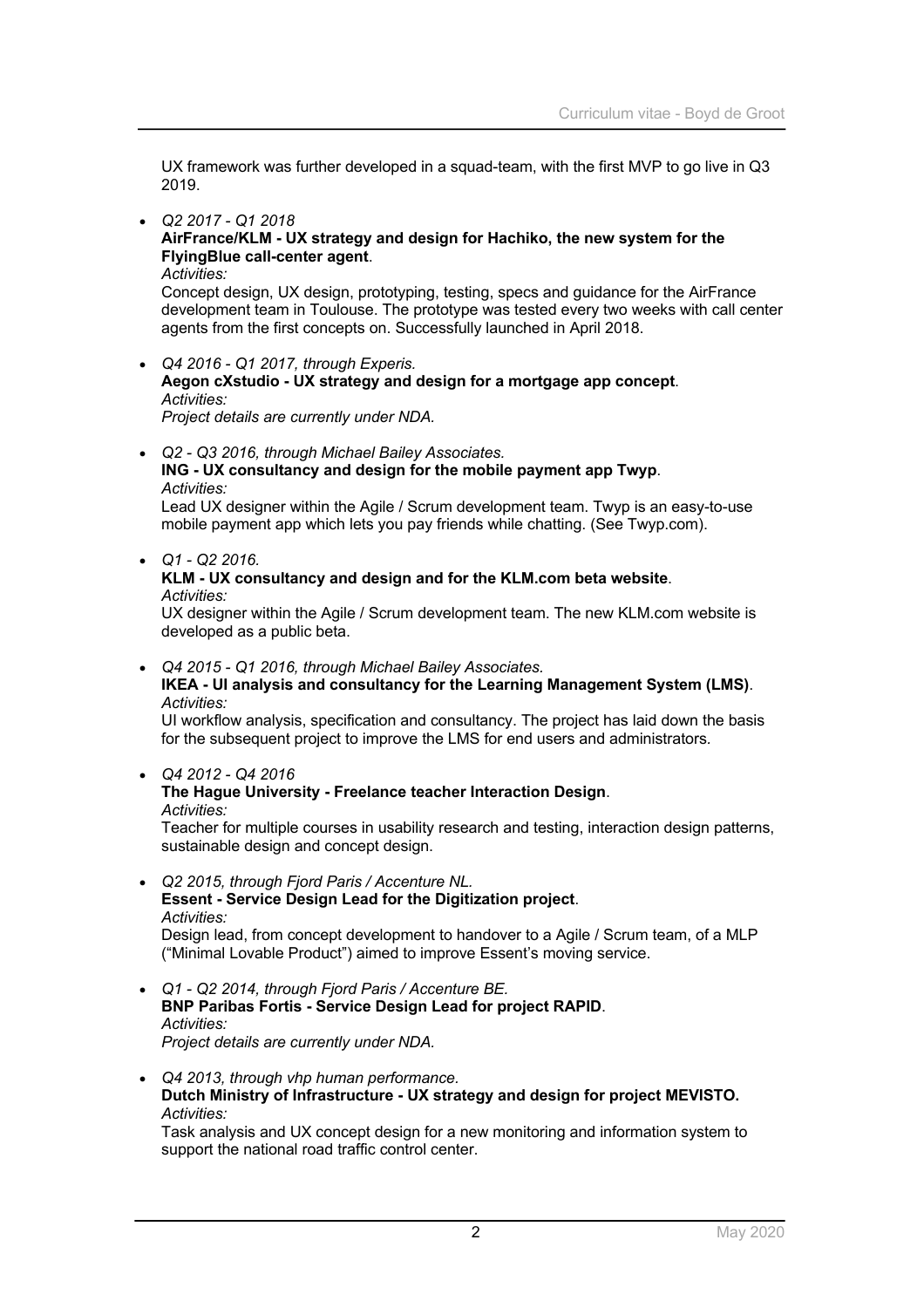UX framework was further developed in a squad-team, with the first MVP to go live in Q3 2019.

- *Q2 2017 - Q1 2018*
  **AirFrance/KLM - UX strategy and design for Hachiko, the new system for the FlyingBlue call-center agent**.
  *Activities:*
  Concept design, UX design, prototyping, testing, specs and guidance for the AirFrance development team in Toulouse. The prototype was tested every two weeks with call center agents from the first concepts on. Successfully launched in April 2018.

- *Q4 2016 - Q1 2017, through Experis.*
  **Aegon cXstudio - UX strategy and design for a mortgage app concept**.
  *Activities:*
  *Project details are currently under NDA.*

- *Q2 - Q3 2016, through Michael Bailey Associates.*
  **ING - UX consultancy and design for the mobile payment app Twyp**.
  *Activities:*
  Lead UX designer within the Agile / Scrum development team. Twyp is an easy-to-use mobile payment app which lets you pay friends while chatting. (See Twyp.com).

- *Q1 - Q2 2016.*
  **KLM - UX consultancy and design and for the KLM.com beta website**.
  *Activities:*
  UX designer within the Agile / Scrum development team. The new KLM.com website is developed as a public beta.

- *Q4 2015 - Q1 2016, through Michael Bailey Associates.*
  **IKEA - UI analysis and consultancy for the Learning Management System (LMS)**.
  *Activities:*
  UI workflow analysis, specification and consultancy. The project has laid down the basis for the subsequent project to improve the LMS for end users and administrators.

- *Q4 2012 - Q4 2016*
  **The Hague University - Freelance teacher Interaction Design**.
  *Activities:*
  Teacher for multiple courses in usability research and testing, interaction design patterns, sustainable design and concept design.

- *Q2 2015, through Fjord Paris / Accenture NL.*
  **Essent - Service Design Lead for the Digitization project**.
  *Activities:*
  Design lead, from concept development to handover to a Agile / Scrum team, of a MLP ("Minimal Lovable Product") aimed to improve Essent's moving service.

- *Q1 - Q2 2014, through Fjord Paris / Accenture BE.*
  **BNP Paribas Fortis - Service Design Lead for project RAPID**.
  *Activities:*
  *Project details are currently under NDA.*

- *Q4 2013, through vhp human performance.*
  **Dutch Ministry of Infrastructure - UX strategy and design for project MEVISTO.**
  *Activities:*
  Task analysis and UX concept design for a new monitoring and information system to support the national road traffic control center.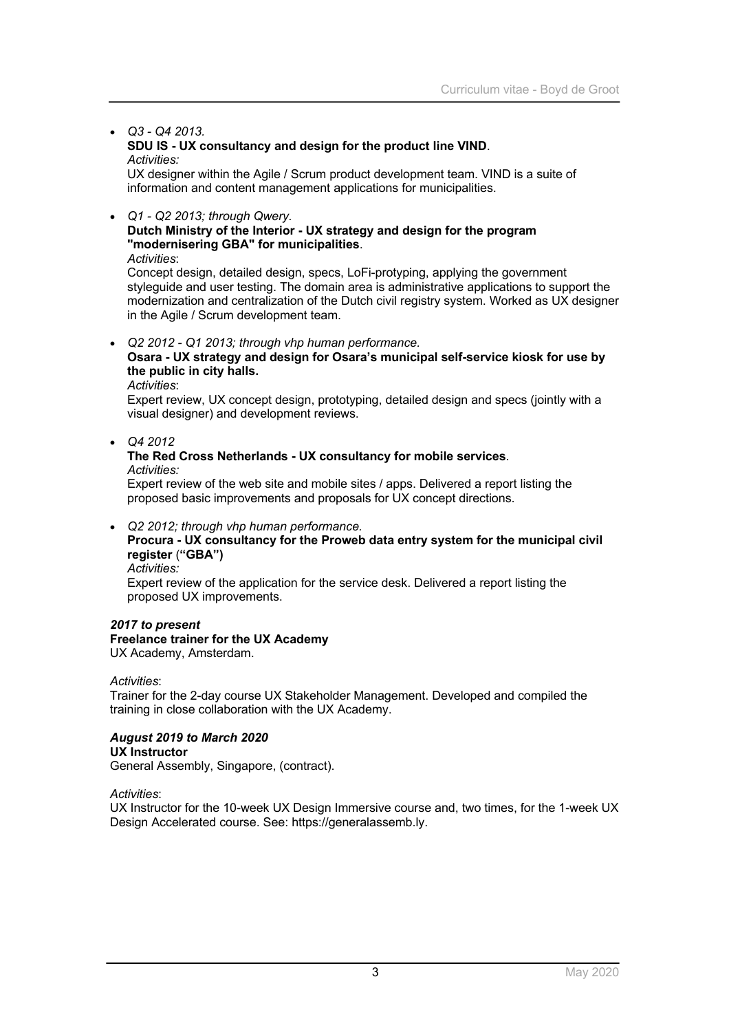- *Q3 - Q4 2013.*
  **SDU IS - UX consultancy and design for the product line VIND**.
  *Activities:*
  UX designer within the Agile / Scrum product development team. VIND is a suite of information and content management applications for municipalities.

- *Q1 - Q2 2013; through Qwery.*
  **Dutch Ministry of the Interior - UX strategy and design for the program "modernisering GBA" for municipalities**.
  *Activities*:
  Concept design, detailed design, specs, LoFi-protyping, applying the government styleguide and user testing. The domain area is administrative applications to support the modernization and centralization of the Dutch civil registry system. Worked as UX designer in the Agile / Scrum development team.

- *Q2 2012 - Q1 2013; through vhp human performance.*
  **Osara - UX strategy and design for Osara's municipal self-service kiosk for use by the public in city halls.**
  *Activities*:
  Expert review, UX concept design, prototyping, detailed design and specs (jointly with a visual designer) and development reviews.

- *Q4 2012*
  **The Red Cross Netherlands - UX consultancy for mobile services**.
  *Activities:*
  Expert review of the web site and mobile sites / apps. Delivered a report listing the proposed basic improvements and proposals for UX concept directions.

- *Q2 2012; through vhp human performance.*
  **Procura - UX consultancy for the Proweb data entry system for the municipal civil register ("GBA")**
  *Activities:*
  Expert review of the application for the service desk. Delivered a report listing the proposed UX improvements.

***2017 to present***
**Freelance trainer for the UX Academy**
UX Academy, Amsterdam.

*Activities*:
Trainer for the 2-day course UX Stakeholder Management. Developed and compiled the training in close collaboration with the UX Academy.

***August 2019 to March 2020***
**UX Instructor**
General Assembly, Singapore, (contract).

*Activities*:
UX Instructor for the 10-week UX Design Immersive course and, two times, for the 1-week UX Design Accelerated course. See: https://generalassemb.ly.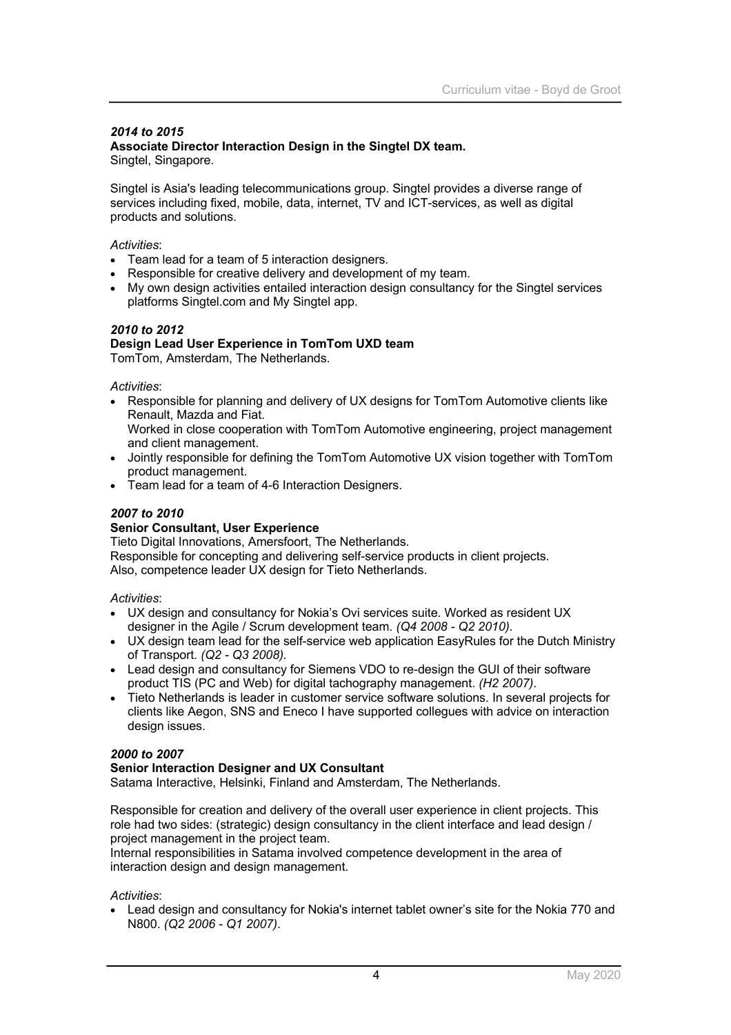***2014 to 2015***
**Associate Director Interaction Design in the Singtel DX team.**
Singtel, Singapore.

Singtel is Asia's leading telecommunications group. Singtel provides a diverse range of services including fixed, mobile, data, internet, TV and ICT-services, as well as digital products and solutions.

*Activities*:

- Team lead for a team of 5 interaction designers.
- Responsible for creative delivery and development of my team.
- My own design activities entailed interaction design consultancy for the Singtel services platforms Singtel.com and My Singtel app.

***2010 to 2012***
**Design Lead User Experience in TomTom UXD team**
TomTom, Amsterdam, The Netherlands.

*Activities*:

- Responsible for planning and delivery of UX designs for TomTom Automotive clients like Renault, Mazda and Fiat.
  Worked in close cooperation with TomTom Automotive engineering, project management and client management.
- Jointly responsible for defining the TomTom Automotive UX vision together with TomTom product management.
- Team lead for a team of 4-6 Interaction Designers.

***2007 to 2010***
**Senior Consultant, User Experience**
Tieto Digital Innovations, Amersfoort, The Netherlands.
Responsible for concepting and delivering self-service products in client projects.
Also, competence leader UX design for Tieto Netherlands.

*Activities*:

- UX design and consultancy for Nokia's Ovi services suite. Worked as resident UX designer in the Agile / Scrum development team. *(Q4 2008 - Q2 2010)*.
- UX design team lead for the self-service web application EasyRules for the Dutch Ministry of Transport. *(Q2 - Q3 2008).*
- Lead design and consultancy for Siemens VDO to re-design the GUI of their software product TIS (PC and Web) for digital tachography management. *(H2 2007)*.
- Tieto Netherlands is leader in customer service software solutions. In several projects for clients like Aegon, SNS and Eneco I have supported collegues with advice on interaction design issues.

***2000 to 2007***
**Senior Interaction Designer and UX Consultant**
Satama Interactive, Helsinki, Finland and Amsterdam, The Netherlands.

Responsible for creation and delivery of the overall user experience in client projects. This role had two sides: (strategic) design consultancy in the client interface and lead design / project management in the project team.
Internal responsibilities in Satama involved competence development in the area of interaction design and design management.

*Activities*:

- Lead design and consultancy for Nokia's internet tablet owner's site for the Nokia 770 and N800. *(Q2 2006 - Q1 2007)*.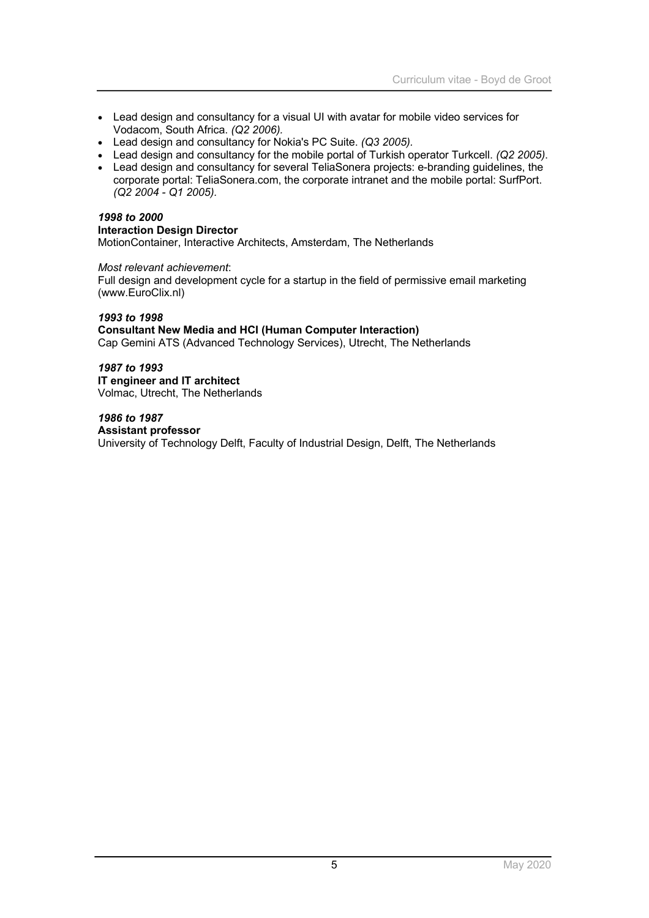- Lead design and consultancy for a visual UI with avatar for mobile video services for Vodacom, South Africa. *(Q2 2006).*
- Lead design and consultancy for Nokia's PC Suite. *(Q3 2005).*
- Lead design and consultancy for the mobile portal of Turkish operator Turkcell. *(Q2 2005).*
- Lead design and consultancy for several TeliaSonera projects: e-branding guidelines, the corporate portal: TeliaSonera.com, the corporate intranet and the mobile portal: SurfPort. *(Q2 2004 - Q1 2005).*

***1998 to 2000***
**Interaction Design Director**
MotionContainer, Interactive Architects, Amsterdam, The Netherlands

*Most relevant achievement*:
Full design and development cycle for a startup in the field of permissive email marketing (www.EuroClix.nl)

***1993 to 1998***
**Consultant New Media and HCI (Human Computer Interaction)**
Cap Gemini ATS (Advanced Technology Services), Utrecht, The Netherlands

***1987 to 1993***
**IT engineer and IT architect**
Volmac, Utrecht, The Netherlands

***1986 to 1987***
**Assistant professor**
University of Technology Delft, Faculty of Industrial Design, Delft, The Netherlands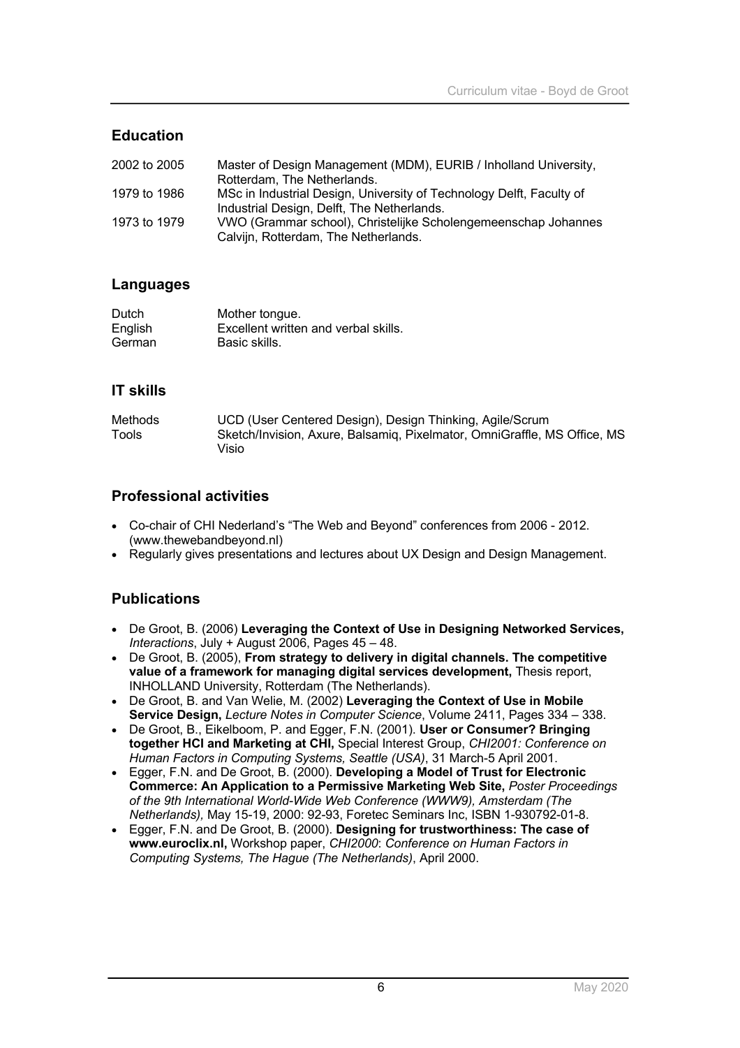## Education

| | |
|---|---|
| 2002 to 2005 | Master of Design Management (MDM), EURIB / Inholland University, Rotterdam, The Netherlands. |
| 1979 to 1986 | MSc in Industrial Design, University of Technology Delft, Faculty of Industrial Design, Delft, The Netherlands. |
| 1973 to 1979 | VWO (Grammar school), Christelijke Scholengemeenschap Johannes Calvijn, Rotterdam, The Netherlands. |

## Languages

| | |
|---|---|
| Dutch | Mother tongue. |
| English | Excellent written and verbal skills. |
| German | Basic skills. |

## IT skills

| | |
|---|---|
| Methods | UCD (User Centered Design), Design Thinking, Agile/Scrum |
| Tools | Sketch/Invision, Axure, Balsamiq, Pixelmator, OmniGraffle, MS Office, MS Visio |

## Professional activities

- Co-chair of CHI Nederland's "The Web and Beyond" conferences from 2006 - 2012. (www.thewebandbeyond.nl)
- Regularly gives presentations and lectures about UX Design and Design Management.

## Publications

- De Groot, B. (2006) **Leveraging the Context of Use in Designing Networked Services,** *Interactions*, July + August 2006, Pages 45 – 48.
- De Groot, B. (2005), **From strategy to delivery in digital channels. The competitive value of a framework for managing digital services development,** Thesis report, INHOLLAND University, Rotterdam (The Netherlands).
- De Groot, B. and Van Welie, M. (2002) **Leveraging the Context of Use in Mobile Service Design,** *Lecture Notes in Computer Science*, Volume 2411, Pages 334 – 338.
- De Groot, B., Eikelboom, P. and Egger, F.N. (2001). **User or Consumer? Bringing together HCI and Marketing at CHI,** Special Interest Group, *CHI2001: Conference on Human Factors in Computing Systems, Seattle (USA)*, 31 March-5 April 2001.
- Egger, F.N. and De Groot, B. (2000). **Developing a Model of Trust for Electronic Commerce: An Application to a Permissive Marketing Web Site,** *Poster Proceedings of the 9th International World-Wide Web Conference (WWW9), Amsterdam (The Netherlands),* May 15-19, 2000: 92-93, Foretec Seminars Inc, ISBN 1-930792-01-8.
- Egger, F.N. and De Groot, B. (2000). **Designing for trustworthiness: The case of www.euroclix.nl,** Workshop paper, *CHI2000*: *Conference on Human Factors in Computing Systems, The Hague (The Netherlands)*, April 2000.